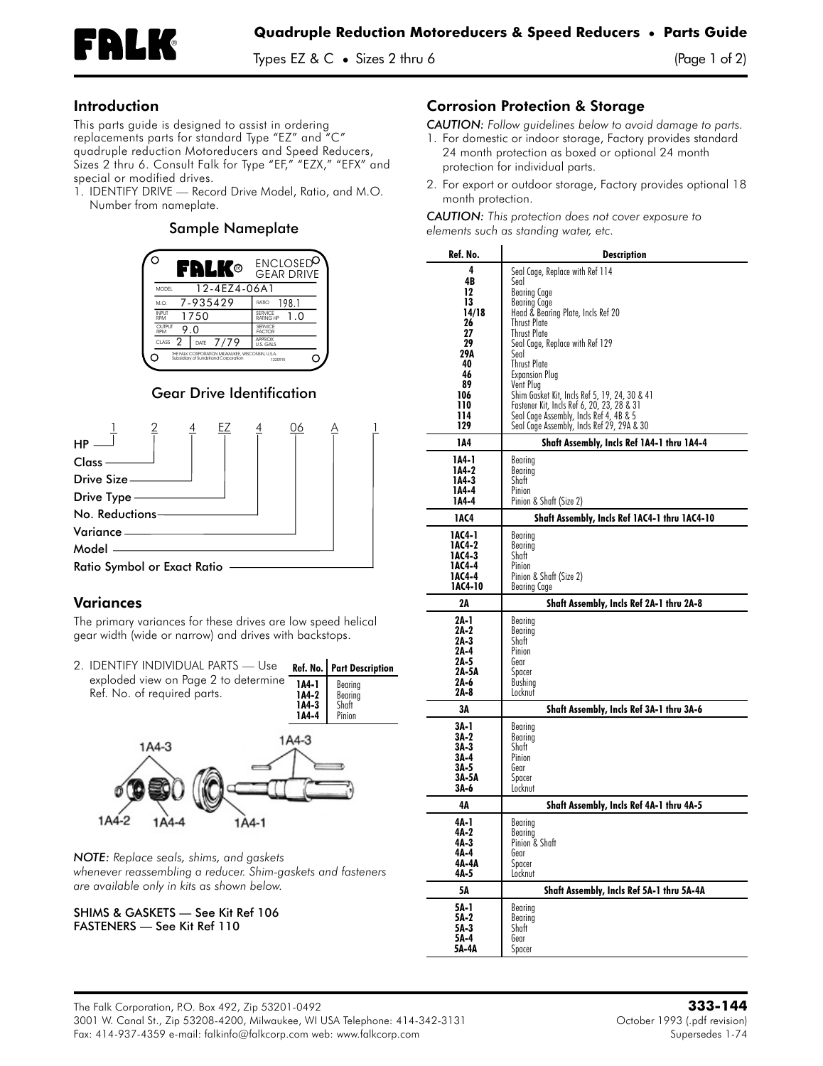# Quadruple Reduction Motoreducers & Speed Reducers • Parts Guide

Types EZ & C • Sizes 2 thru 6

## Introduction

This parts guide is designed to assist in ordering replacements parts for standard Type "EZ" and "C" quadruple reduction Motoreducers and Speed Reducers, Sizes 2 thru 6. Consult Falk for Type "EF," "EZX," "EFX" and special or modified drives.

1. IDENTIFY DRIVE — Record Drive Model, Ratio, and M.O. Number from nameplate.

### Sample Nameplate

FALK® ENCLOSED GEAR DRIVE

| | | | |
|---|---|---|---|
| MODEL | 12-4EZ4-06A1 | | |
| M.O. | 7-935429 | RATIO | 198.1 |
| INPUT RPM | 1750 | SERVICE RATING HP | 1.0 |
| OUTPUT RPM | 9.0 | SERVICE FACTOR | |
| CLASS 2 | DATE 7/79 | APPROX U.S. GALS | |

THE FALK CORPORATION MILWAUKEE, WISCONSIN, U.S.A. Subsidiary of Sundstrand Corporation

### Gear Drive Identification

1 2 4 EZ 4 06 A 1

- HP — 1
- Class — 2
- Drive Size — 4
- Drive Type — EZ
- No. Reductions — 4
- Variance — 06
- Model — A
- Ratio Symbol or Exact Ratio — 1

## Variances

The primary variances for these drives are low speed helical gear width (wide or narrow) and drives with backstops.

2. IDENTIFY INDIVIDUAL PARTS — Use exploded view on Page 2 to determine Ref. No. of required parts.

| Ref. No. | Part Description |
|---|---|
| 1A4-1 | Bearing |
| 1A4-2 | Bearing |
| 1A4-3 | Shaft |
| 1A4-4 | Pinion |

*NOTE: Replace seals, shims, and gaskets whenever reassembling a reducer. Shim-gaskets and fasteners are available only in kits as shown below.*

SHIMS & GASKETS — See Kit Ref 106
FASTENERS — See Kit Ref 110

## Corrosion Protection & Storage

*CAUTION: Follow guidelines below to avoid damage to parts.*

1. For domestic or indoor storage, Factory provides standard 24 month protection as boxed or optional 24 month protection for individual parts.
2. For export or outdoor storage, Factory provides optional 18 month protection.

*CAUTION: This protection does not cover exposure to elements such as standing water, etc.*

| Ref. No. | Description |
|---|---|
| 4 | Seal Cage, Replace with Ref 114 |
| 4B | Seal |
| 12 | Bearing Cage |
| 13 | Bearing Cage |
| 14/18 | Head & Bearing Plate, Incls Ref 20 |
| 26 | Thrust Plate |
| 27 | Thrust Plate |
| 29 | Seal Cage, Replace with Ref 129 |
| 29A | Seal |
| 40 | Thrust Plate |
| 46 | Expansion Plug |
| 89 | Vent Plug |
| 106 | Shim Gasket Kit, Incls Ref 5, 19, 24, 30 & 41 |
| 110 | Fastener Kit, Incls Ref 6, 20, 23, 28 & 31 |
| 114 | Seal Cage Assembly, Incls Ref 4, 4B & 5 |
| 129 | Seal Cage Assembly, Incls Ref 29, 29A & 30 |
| **1A4** | **Shaft Assembly, Incls Ref 1A4-1 thru 1A4-4** |
| 1A4-1 | Bearing |
| 1A4-2 | Bearing |
| 1A4-3 | Shaft |
| 1A4-4 | Pinion |
| 1A4-4 | Pinion & Shaft (Size 2) |
| **1AC4** | **Shaft Assembly, Incls Ref 1AC4-1 thru 1AC4-10** |
| 1AC4-1 | Bearing |
| 1AC4-2 | Bearing |
| 1AC4-3 | Shaft |
| 1AC4-4 | Pinion |
| 1AC4-4 | Pinion & Shaft (Size 2) |
| 1AC4-10 | Bearing Cage |
| **2A** | **Shaft Assembly, Incls Ref 2A-1 thru 2A-8** |
| 2A-1 | Bearing |
| 2A-2 | Bearing |
| 2A-3 | Shaft |
| 2A-4 | Pinion |
| 2A-5 | Gear |
| 2A-5A | Spacer |
| 2A-6 | Bushing |
| 2A-8 | Locknut |
| **3A** | **Shaft Assembly, Incls Ref 3A-1 thru 3A-6** |
| 3A-1 | Bearing |
| 3A-2 | Bearing |
| 3A-3 | Shaft |
| 3A-4 | Pinion |
| 3A-5 | Gear |
| 3A-5A | Spacer |
| 3A-6 | Locknut |
| **4A** | **Shaft Assembly, Incls Ref 4A-1 thru 4A-5** |
| 4A-1 | Bearing |
| 4A-2 | Bearing |
| 4A-3 | Pinion & Shaft |
| 4A-4 | Gear |
| 4A-4A | Spacer |
| 4A-5 | Locknut |
| **5A** | **Shaft Assembly, Incls Ref 5A-1 thru 5A-4A** |
| 5A-1 | Bearing |
| 5A-2 | Bearing |
| 5A-3 | Shaft |
| 5A-4 | Gear |
| 5A-4A | Spacer |

The Falk Corporation, P.O. Box 492, Zip 53201-0492
3001 W. Canal St., Zip 53208-4200, Milwaukee, WI USA Telephone: 414-342-3131
Fax: 414-937-4359 e-mail: falkinfo@falkcorp.com web: www.falkcorp.com

**333-144**
October 1993 (.pdf revision)
Supersedes 1-74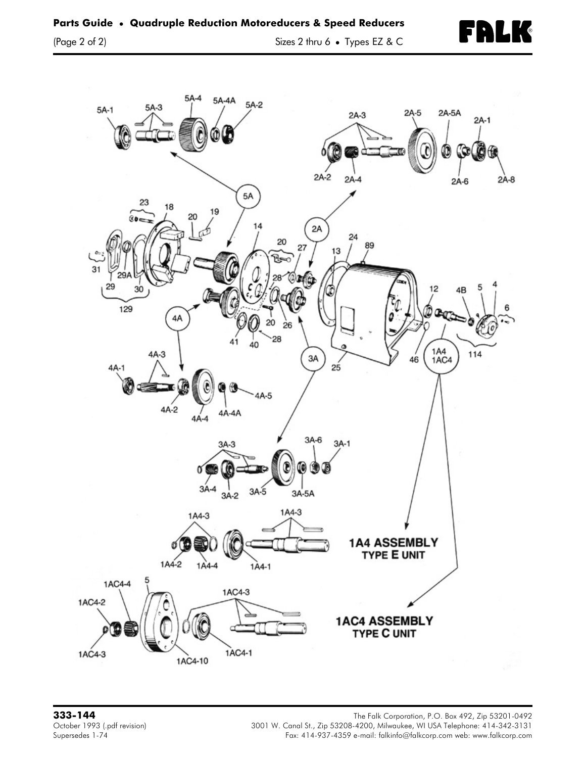1A4 ASSEMBLY
TYPE E UNIT

1AC4 ASSEMBLY
TYPE C UNIT